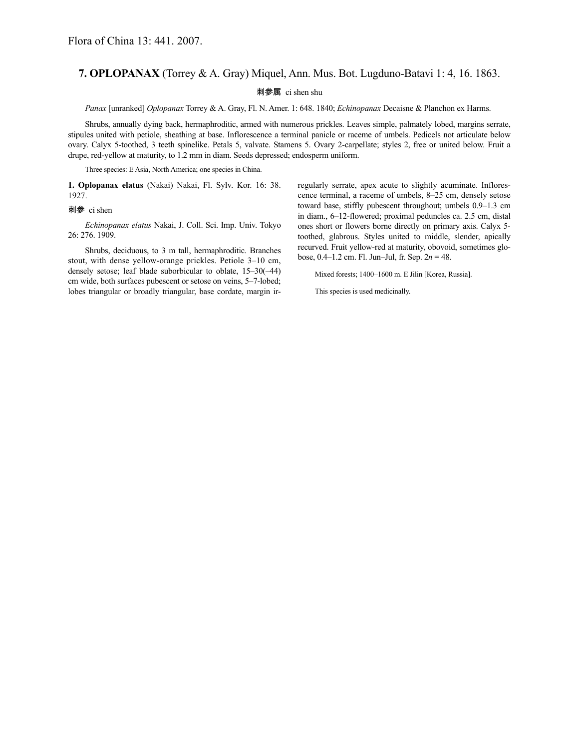Flora of China 13: 441. 2007.

## 7. OPLOPANAX (Torrey & A. Gray) Miquel, Ann. Mus. Bot. Lugduno-Batavi 1: 4, 16. 1863.

刺参属 ci shen shu

*Panax* [unranked] *Oplopanax* Torrey & A. Gray, Fl. N. Amer. 1: 648. 1840; *Echinopanax* Decaisne & Planchon ex Harms.

Shrubs, annually dying back, hermaphroditic, armed with numerous prickles. Leaves simple, palmately lobed, margins serrate, stipules united with petiole, sheathing at base. Inflorescence a terminal panicle or raceme of umbels. Pedicels not articulate below ovary. Calyx 5-toothed, 3 teeth spinelike. Petals 5, valvate. Stamens 5. Ovary 2-carpellate; styles 2, free or united below. Fruit a drupe, red-yellow at maturity, to 1.2 mm in diam. Seeds depressed; endosperm uniform.

Three species: E Asia, North America; one species in China.

**1. Oplopanax elatus** (Nakai) Nakai, Fl. Sylv. Kor. 16: 38. 1927.

刺参 ci shen

*Echinopanax elatus* Nakai, J. Coll. Sci. Imp. Univ. Tokyo 26: 276. 1909.

Shrubs, deciduous, to 3 m tall, hermaphroditic. Branches stout, with dense yellow-orange prickles. Petiole 3–10 cm, densely setose; leaf blade suborbicular to oblate, 15–30(–44) cm wide, both surfaces pubescent or setose on veins, 5–7-lobed; lobes triangular or broadly triangular, base cordate, margin irregularly serrate, apex acute to slightly acuminate. Inflorescence terminal, a raceme of umbels, 8–25 cm, densely setose toward base, stiffly pubescent throughout; umbels 0.9–1.3 cm in diam., 6–12-flowered; proximal peduncles ca. 2.5 cm, distal ones short or flowers borne directly on primary axis. Calyx 5-toothed, glabrous. Styles united to middle, slender, apically recurved. Fruit yellow-red at maturity, obovoid, sometimes globose, 0.4–1.2 cm. Fl. Jun–Jul, fr. Sep. $2n = 48$.

Mixed forests; 1400–1600 m. E Jilin [Korea, Russia].

This species is used medicinally.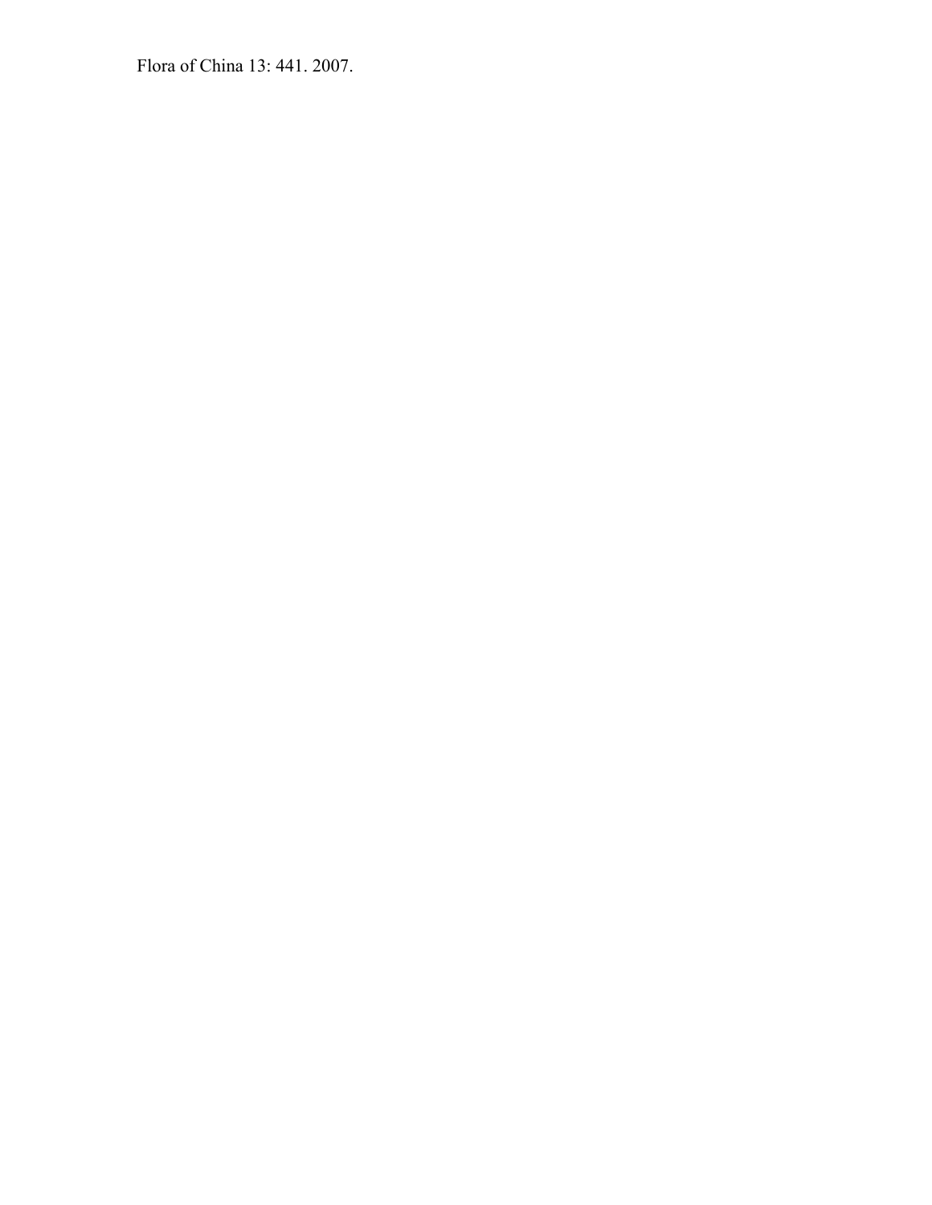Flora of China 13: 441. 2007.